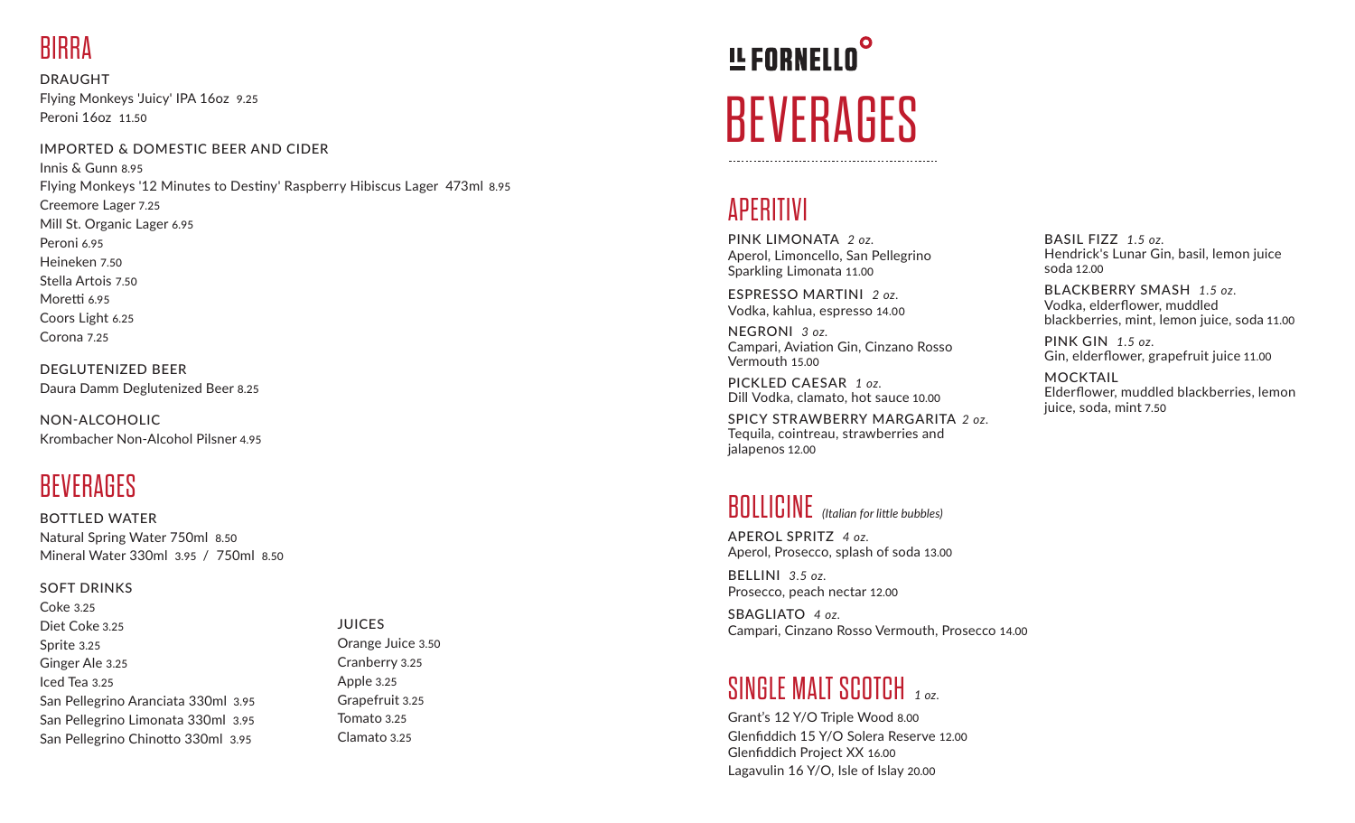# IL FORNELLO

# BEVERAGES

## BIRRA

### DRAUGHT

Flying Monkeys 'Juicy' IPA 16oz 9.25
Peroni 16oz 11.50

### IMPORTED & DOMESTIC BEER AND CIDER

Innis & Gunn 8.95
Flying Monkeys '12 Minutes to Destiny' Raspberry Hibiscus Lager 473ml 8.95
Creemore Lager 7.25
Mill St. Organic Lager 6.95
Peroni 6.95
Heineken 7.50
Stella Artois 7.50
Moretti 6.95
Coors Light 6.25
Corona 7.25

### DEGLUTENIZED BEER

Daura Damm Deglutenized Beer 8.25

### NON-ALCOHOLIC

Krombacher Non-Alcohol Pilsner 4.95

## BEVERAGES

### BOTTLED WATER

Natural Spring Water 750ml 8.50
Mineral Water 330ml 3.95 / 750ml 8.50

### SOFT DRINKS

Coke 3.25
Diet Coke 3.25
Sprite 3.25
Ginger Ale 3.25
Iced Tea 3.25
San Pellegrino Aranciata 330ml 3.95
San Pellegrino Limonata 330ml 3.95
San Pellegrino Chinotto 330ml 3.95

### JUICES

Orange Juice 3.50
Cranberry 3.25
Apple 3.25
Grapefruit 3.25
Tomato 3.25
Clamato 3.25

## APERITIVI

**PINK LIMONATA** *2 oz.*
Aperol, Limoncello, San Pellegrino Sparkling Limonata 11.00

**ESPRESSO MARTINI** *2 oz.*
Vodka, kahlua, espresso 14.00

**NEGRONI** *3 oz.*
Campari, Aviation Gin, Cinzano Rosso Vermouth 15.00

**PICKLED CAESAR** *1 oz.*
Dill Vodka, clamato, hot sauce 10.00

**SPICY STRAWBERRY MARGARITA** *2 oz.*
Tequila, cointreau, strawberries and jalapenos 12.00

**BASIL FIZZ** *1.5 oz.*
Hendrick's Lunar Gin, basil, lemon juice soda 12.00

**BLACKBERRY SMASH** *1.5 oz.*
Vodka, elderflower, muddled blackberries, mint, lemon juice, soda 11.00

**PINK GIN** *1.5 oz.*
Gin, elderflower, grapefruit juice 11.00

**MOCKTAIL**
Elderflower, muddled blackberries, lemon juice, soda, mint 7.50

## BOLLICINE *(Italian for little bubbles)*

**APEROL SPRITZ** *4 oz.*
Aperol, Prosecco, splash of soda 13.00

**BELLINI** *3.5 oz.*
Prosecco, peach nectar 12.00

**SBAGLIATO** *4 oz.*
Campari, Cinzano Rosso Vermouth, Prosecco 14.00

## SINGLE MALT SCOTCH *1 oz.*

Grant's 12 Y/O Triple Wood 8.00
Glenfiddich 15 Y/O Solera Reserve 12.00
Glenfiddich Project XX 16.00
Lagavulin 16 Y/O, Isle of Islay 20.00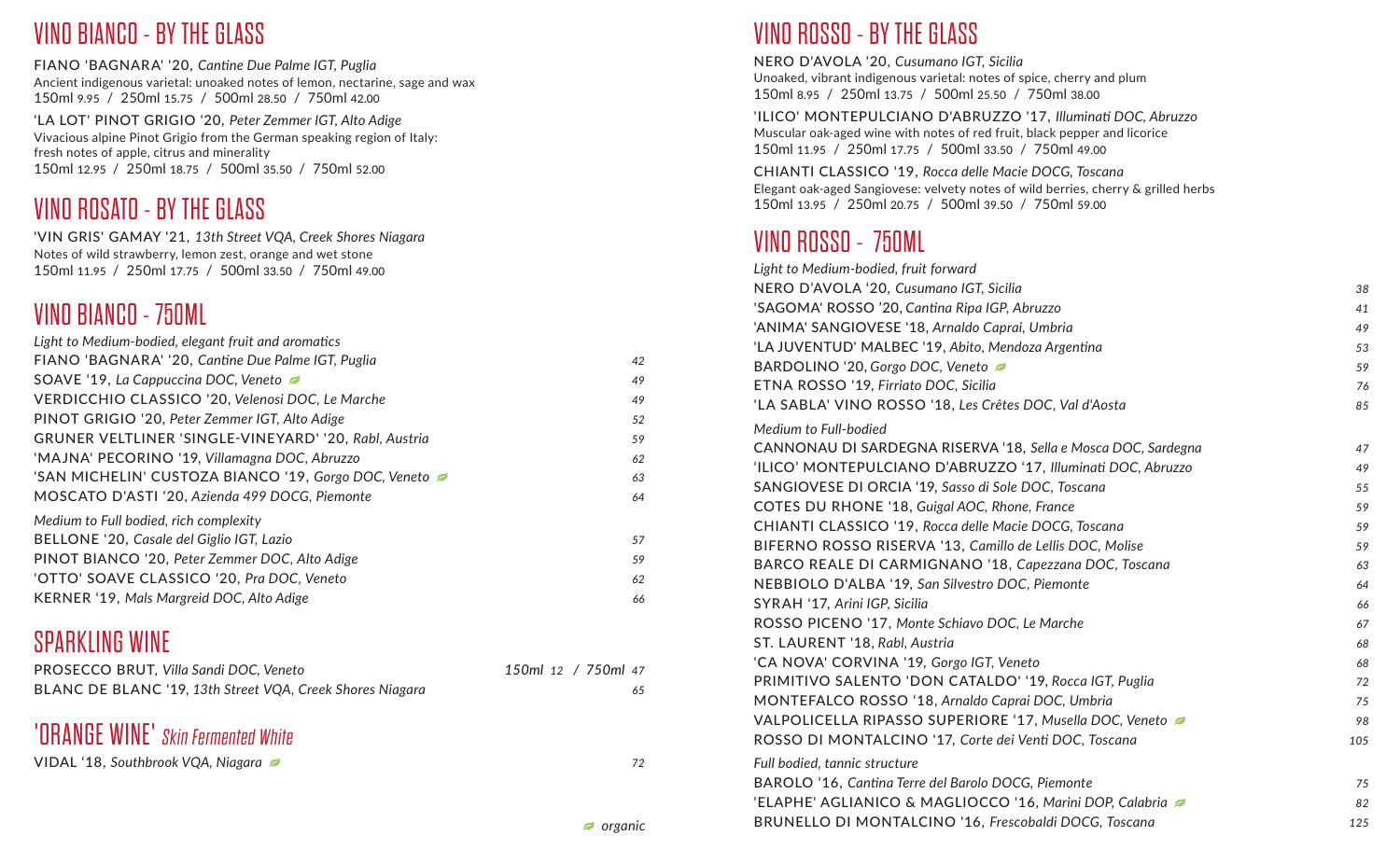# VINO BIANCO - BY THE GLASS

FIANO 'BAGNARA' '20, *Cantine Due Palme IGT, Puglia*
Ancient indigenous varietal: unoaked notes of lemon, nectarine, sage and wax
150ml 9.95 / 250ml 15.75 / 500ml 28.50 / 750ml 42.00

'LA LOT' PINOT GRIGIO '20, *Peter Zemmer IGT, Alto Adige*
Vivacious alpine Pinot Grigio from the German speaking region of Italy:
fresh notes of apple, citrus and minerality
150ml 12.95 / 250ml 18.75 / 500ml 35.50 / 750ml 52.00

# VINO ROSATO - BY THE GLASS

'VIN GRIS' GAMAY '21, *13th Street VQA, Creek Shores Niagara*
Notes of wild strawberry, lemon zest, orange and wet stone
150ml 11.95 / 250ml 17.75 / 500ml 33.50 / 750ml 49.00

# VINO BIANCO - 750ML

*Light to Medium-bodied, elegant fruit and aromatics*

| | |
|---|---|
| FIANO 'BAGNARA' '20, *Cantine Due Palme IGT, Puglia* | 42 |
| SOAVE '19, *La Cappuccina DOC, Veneto* (organic) | 49 |
| VERDICCHIO CLASSICO '20, *Velenosi DOC, Le Marche* | 49 |
| PINOT GRIGIO '20, *Peter Zemmer IGT, Alto Adige* | 52 |
| GRUNER VELTLINER 'SINGLE-VINEYARD' '20, *Rabl, Austria* | 59 |
| 'MAJNA' PECORINO '19, *Villamagna DOC, Abruzzo* | 62 |
| 'SAN MICHELIN' CUSTOZA BIANCO '19, *Gorgo DOC, Veneto* (organic) | 63 |
| MOSCATO D'ASTI '20, *Azienda 499 DOCG, Piemonte* | 64 |

*Medium to Full bodied, rich complexity*

| | |
|---|---|
| BELLONE '20, *Casale del Giglio IGT, Lazio* | 57 |
| PINOT BIANCO '20, *Peter Zemmer DOC, Alto Adige* | 59 |
| 'OTTO' SOAVE CLASSICO '20, *Pra DOC, Veneto* | 62 |
| KERNER '19, *Mals Margreid DOC, Alto Adige* | 66 |

# SPARKLING WINE

| | |
|---|---|
| PROSECCO BRUT, *Villa Sandi DOC, Veneto* | *150ml* 12 / *750ml* 47 |
| BLANC DE BLANC '19, *13th Street VQA, Creek Shores Niagara* | 65 |

# 'ORANGE WINE' *Skin Fermented White*

| | |
|---|---|
| VIDAL '18, *Southbrook VQA, Niagara* (organic) | 72 |

*organic*

# VINO ROSSO - BY THE GLASS

NERO D'AVOLA '20, *Cusumano IGT, Sicilia*
Unoaked, vibrant indigenous varietal: notes of spice, cherry and plum
150ml 8.95 / 250ml 13.75 / 500ml 25.50 / 750ml 38.00

'ILICO' MONTEPULCIANO D'ABRUZZO '17, *Illuminati DOC, Abruzzo*
Muscular oak-aged wine with notes of red fruit, black pepper and licorice
150ml 11.95 / 250ml 17.75 / 500ml 33.50 / 750ml 49.00

CHIANTI CLASSICO '19, *Rocca delle Macie DOCG, Toscana*
Elegant oak-aged Sangiovese: velvety notes of wild berries, cherry & grilled herbs
150ml 13.95 / 250ml 20.75 / 500ml 39.50 / 750ml 59.00

# VINO ROSSO - 750ML

*Light to Medium-bodied, fruit forward*

| | |
|---|---|
| NERO D'AVOLA '20, *Cusumano IGT, Sicilia* | 38 |
| 'SAGOMA' ROSSO '20, *Cantina Ripa IGP, Abruzzo* | 41 |
| 'ANIMA' SANGIOVESE '18, *Arnaldo Caprai, Umbria* | 49 |
| 'LA JUVENTUD' MALBEC '19, *Abito, Mendoza Argentina* | 53 |
| BARDOLINO '20, *Gorgo DOC, Veneto* (organic) | 59 |
| ETNA ROSSO '19, *Firriato DOC, Sicilia* | 76 |
| 'LA SABLA' VINO ROSSO '18, *Les Crêtes DOC, Val d'Aosta* | 85 |

*Medium to Full-bodied*

| | |
|---|---|
| CANNONAU DI SARDEGNA RISERVA '18, *Sella e Mosca DOC, Sardegna* | 47 |
| 'ILICO' MONTEPULCIANO D'ABRUZZO '17, *Illuminati DOC, Abruzzo* | 49 |
| SANGIOVESE DI ORCIA '19, *Sasso di Sole DOC, Toscana* | 55 |
| COTES DU RHONE '18, *Guigal AOC, Rhone, France* | 59 |
| CHIANTI CLASSICO '19, *Rocca delle Macie DOCG, Toscana* | 59 |
| BIFERNO ROSSO RISERVA '13, *Camillo de Lellis DOC, Molise* | 59 |
| BARCO REALE DI CARMIGNANO '18, *Capezzana DOC, Toscana* | 63 |
| NEBBIOLO D'ALBA '19, *San Silvestro DOC, Piemonte* | 64 |
| SYRAH '17, *Arini IGP, Sicilia* | 66 |
| ROSSO PICENO '17, *Monte Schiavo DOC, Le Marche* | 67 |
| ST. LAURENT '18, *Rabl, Austria* | 68 |
| 'CA NOVA' CORVINA '19, *Gorgo IGT, Veneto* | 68 |
| PRIMITIVO SALENTO 'DON CATALDO' '19, *Rocca IGT, Puglia* | 72 |
| MONTEFALCO ROSSO '18, *Arnaldo Caprai DOC, Umbria* | 75 |
| VALPOLICELLA RIPASSO SUPERIORE '17, *Musella DOC, Veneto* (organic) | 98 |
| ROSSO DI MONTALCINO '17, *Corte dei Venti DOC, Toscana* | 105 |

*Full bodied, tannic structure*

| | |
|---|---|
| BAROLO '16, *Cantina Terre del Barolo DOCG, Piemonte* | 75 |
| 'ELAPHE' AGLIANICO & MAGLIOCCO '16, *Marini DOP, Calabria* (organic) | 82 |
| BRUNELLO DI MONTALCINO '16, *Frescobaldi DOCG, Toscana* | 125 |